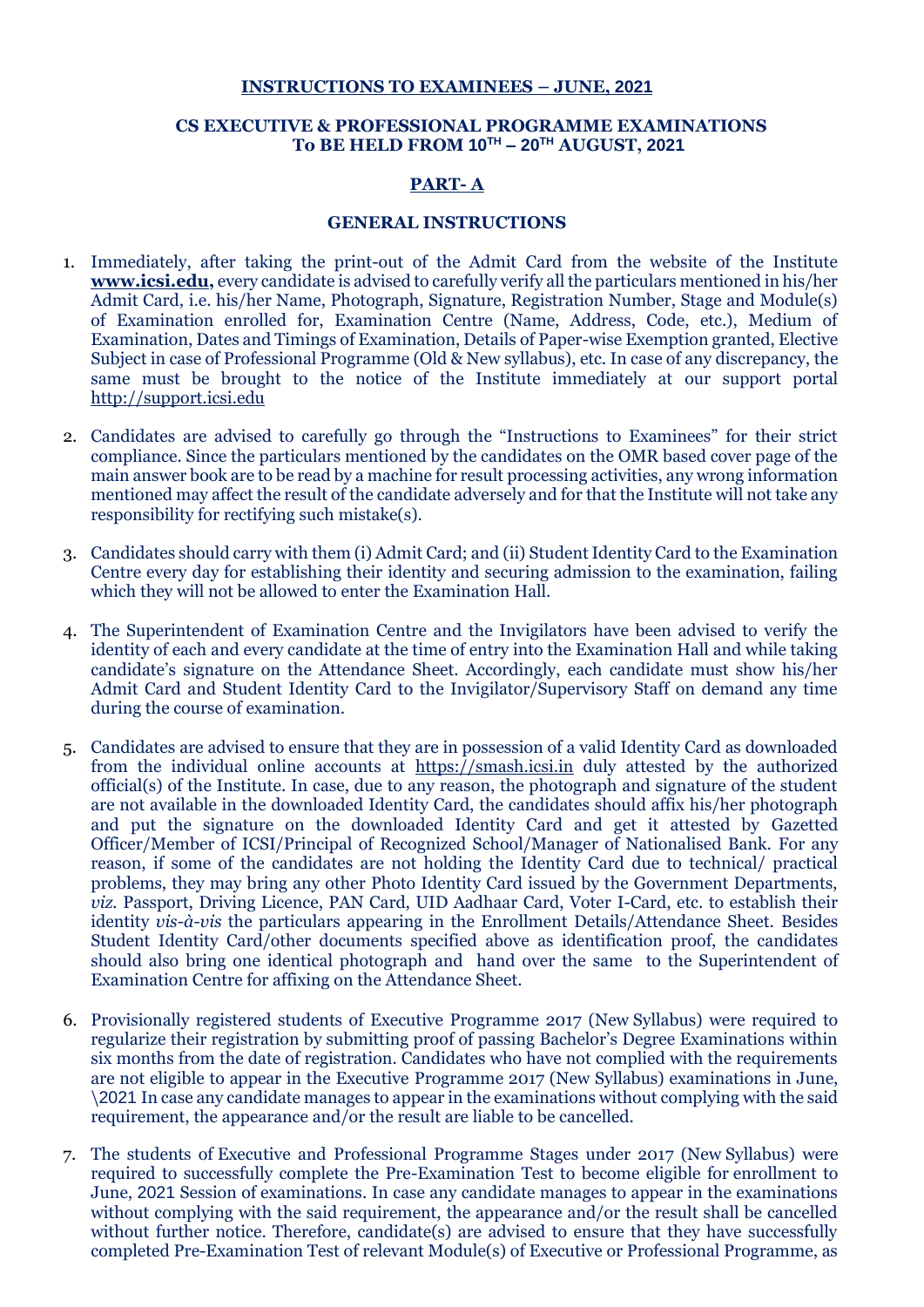**INSTRUCTIONS TO EXAMINEES – JUNE, 2021**

**CS EXECUTIVE & PROFESSIONAL PROGRAMME EXAMINATIONS**
**To BE HELD FROM 10TH – 20TH AUGUST, 2021**

## PART- A

### GENERAL INSTRUCTIONS

1. Immediately, after taking the print-out of the Admit Card from the website of the Institute **www.icsi.edu,** every candidate is advised to carefully verify all the particulars mentioned in his/her Admit Card, i.e. his/her Name, Photograph, Signature, Registration Number, Stage and Module(s) of Examination enrolled for, Examination Centre (Name, Address, Code, etc.), Medium of Examination, Dates and Timings of Examination, Details of Paper-wise Exemption granted, Elective Subject in case of Professional Programme (Old & New syllabus), etc. In case of any discrepancy, the same must be brought to the notice of the Institute immediately at our support portal http://support.icsi.edu

2. Candidates are advised to carefully go through the "Instructions to Examinees" for their strict compliance. Since the particulars mentioned by the candidates on the OMR based cover page of the main answer book are to be read by a machine for result processing activities, any wrong information mentioned may affect the result of the candidate adversely and for that the Institute will not take any responsibility for rectifying such mistake(s).

3. Candidates should carry with them (i) Admit Card; and (ii) Student Identity Card to the Examination Centre every day for establishing their identity and securing admission to the examination, failing which they will not be allowed to enter the Examination Hall.

4. The Superintendent of Examination Centre and the Invigilators have been advised to verify the identity of each and every candidate at the time of entry into the Examination Hall and while taking candidate's signature on the Attendance Sheet. Accordingly, each candidate must show his/her Admit Card and Student Identity Card to the Invigilator/Supervisory Staff on demand any time during the course of examination.

5. Candidates are advised to ensure that they are in possession of a valid Identity Card as downloaded from the individual online accounts at https://smash.icsi.in duly attested by the authorized official(s) of the Institute. In case, due to any reason, the photograph and signature of the student are not available in the downloaded Identity Card, the candidates should affix his/her photograph and put the signature on the downloaded Identity Card and get it attested by Gazetted Officer/Member of ICSI/Principal of Recognized School/Manager of Nationalised Bank. For any reason, if some of the candidates are not holding the Identity Card due to technical/ practical problems, they may bring any other Photo Identity Card issued by the Government Departments, *viz.* Passport, Driving Licence, PAN Card, UID Aadhaar Card, Voter I-Card, etc. to establish their identity *vis-à-vis* the particulars appearing in the Enrollment Details/Attendance Sheet. Besides Student Identity Card/other documents specified above as identification proof, the candidates should also bring one identical photograph and hand over the same to the Superintendent of Examination Centre for affixing on the Attendance Sheet.

6. Provisionally registered students of Executive Programme 2017 (New Syllabus) were required to regularize their registration by submitting proof of passing Bachelor's Degree Examinations within six months from the date of registration. Candidates who have not complied with the requirements are not eligible to appear in the Executive Programme 2017 (New Syllabus) examinations in June, \2021 In case any candidate manages to appear in the examinations without complying with the said requirement, the appearance and/or the result are liable to be cancelled.

7. The students of Executive and Professional Programme Stages under 2017 (New Syllabus) were required to successfully complete the Pre-Examination Test to become eligible for enrollment to June, 2021 Session of examinations. In case any candidate manages to appear in the examinations without complying with the said requirement, the appearance and/or the result shall be cancelled without further notice. Therefore, candidate(s) are advised to ensure that they have successfully completed Pre-Examination Test of relevant Module(s) of Executive or Professional Programme, as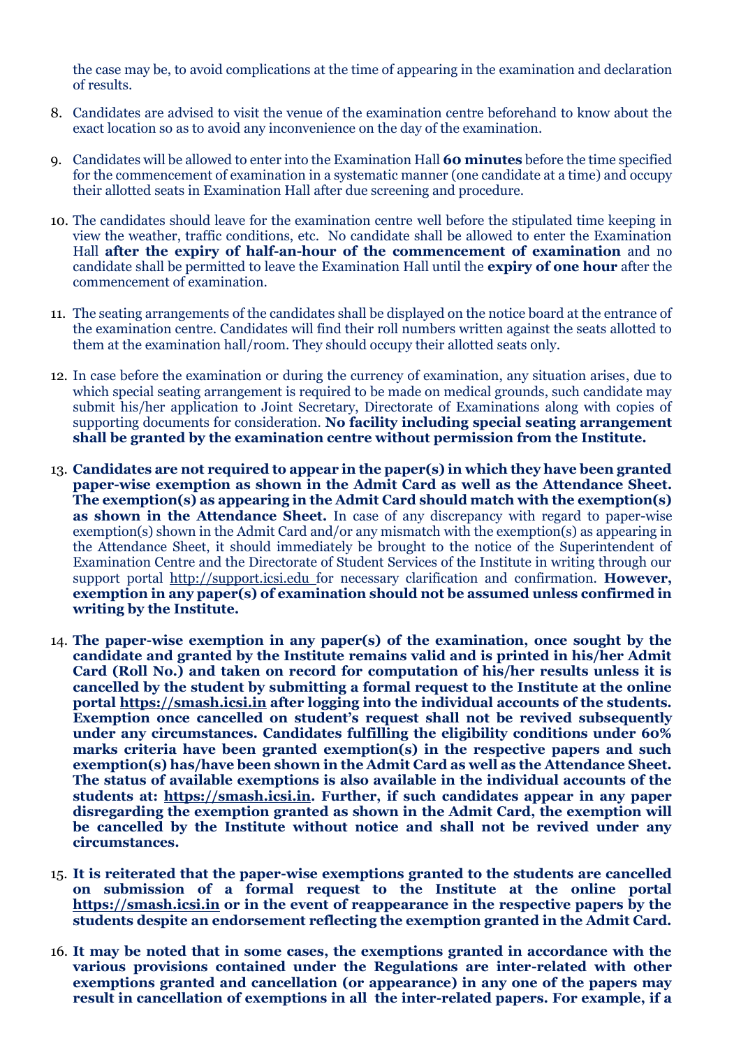the case may be, to avoid complications at the time of appearing in the examination and declaration of results.

8. Candidates are advised to visit the venue of the examination centre beforehand to know about the exact location so as to avoid any inconvenience on the day of the examination.

9. Candidates will be allowed to enter into the Examination Hall **60 minutes** before the time specified for the commencement of examination in a systematic manner (one candidate at a time) and occupy their allotted seats in Examination Hall after due screening and procedure.

10. The candidates should leave for the examination centre well before the stipulated time keeping in view the weather, traffic conditions, etc. No candidate shall be allowed to enter the Examination Hall **after the expiry of half-an-hour of the commencement of examination** and no candidate shall be permitted to leave the Examination Hall until the **expiry of one hour** after the commencement of examination.

11. The seating arrangements of the candidates shall be displayed on the notice board at the entrance of the examination centre. Candidates will find their roll numbers written against the seats allotted to them at the examination hall/room. They should occupy their allotted seats only.

12. In case before the examination or during the currency of examination, any situation arises, due to which special seating arrangement is required to be made on medical grounds, such candidate may submit his/her application to Joint Secretary, Directorate of Examinations along with copies of supporting documents for consideration. **No facility including special seating arrangement shall be granted by the examination centre without permission from the Institute.**

13. **Candidates are not required to appear in the paper(s) in which they have been granted paper-wise exemption as shown in the Admit Card as well as the Attendance Sheet. The exemption(s) as appearing in the Admit Card should match with the exemption(s) as shown in the Attendance Sheet.** In case of any discrepancy with regard to paper-wise exemption(s) shown in the Admit Card and/or any mismatch with the exemption(s) as appearing in the Attendance Sheet, it should immediately be brought to the notice of the Superintendent of Examination Centre and the Directorate of Student Services of the Institute in writing through our support portal http://support.icsi.edu for necessary clarification and confirmation. **However, exemption in any paper(s) of examination should not be assumed unless confirmed in writing by the Institute.**

14. **The paper-wise exemption in any paper(s) of the examination, once sought by the candidate and granted by the Institute remains valid and is printed in his/her Admit Card (Roll No.) and taken on record for computation of his/her results unless it is cancelled by the student by submitting a formal request to the Institute at the online portal https://smash.icsi.in after logging into the individual accounts of the students. Exemption once cancelled on student's request shall not be revived subsequently under any circumstances. Candidates fulfilling the eligibility conditions under 60% marks criteria have been granted exemption(s) in the respective papers and such exemption(s) has/have been shown in the Admit Card as well as the Attendance Sheet. The status of available exemptions is also available in the individual accounts of the students at: https://smash.icsi.in. Further, if such candidates appear in any paper disregarding the exemption granted as shown in the Admit Card, the exemption will be cancelled by the Institute without notice and shall not be revived under any circumstances.**

15. **It is reiterated that the paper-wise exemptions granted to the students are cancelled on submission of a formal request to the Institute at the online portal https://smash.icsi.in or in the event of reappearance in the respective papers by the students despite an endorsement reflecting the exemption granted in the Admit Card.**

16. **It may be noted that in some cases, the exemptions granted in accordance with the various provisions contained under the Regulations are inter-related with other exemptions granted and cancellation (or appearance) in any one of the papers may result in cancellation of exemptions in all the inter-related papers. For example, if a**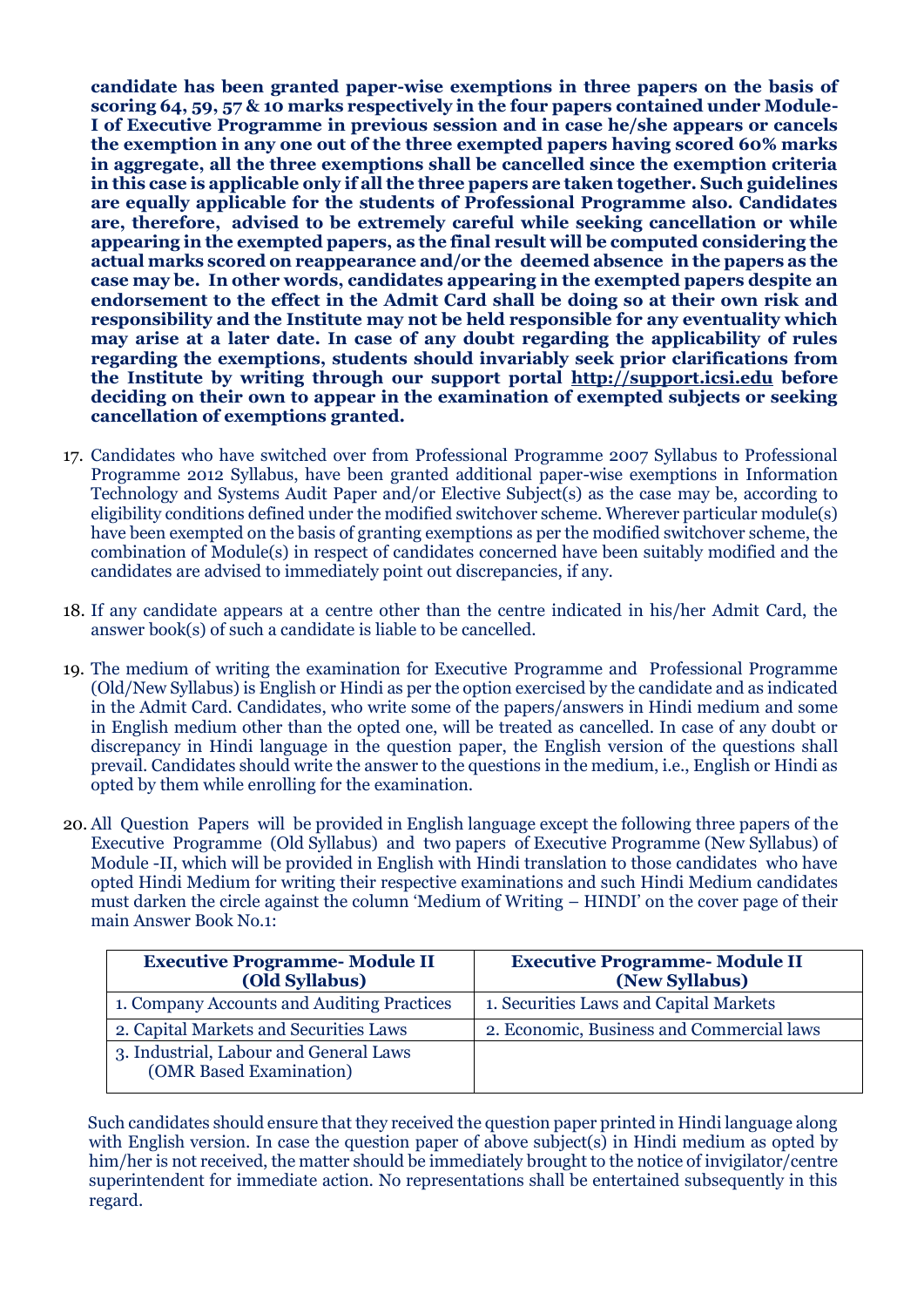**candidate has been granted paper-wise exemptions in three papers on the basis of scoring 64, 59, 57 & 10 marks respectively in the four papers contained under Module-I of Executive Programme in previous session and in case he/she appears or cancels the exemption in any one out of the three exempted papers having scored 60% marks in aggregate, all the three exemptions shall be cancelled since the exemption criteria in this case is applicable only if all the three papers are taken together. Such guidelines are equally applicable for the students of Professional Programme also. Candidates are, therefore, advised to be extremely careful while seeking cancellation or while appearing in the exempted papers, as the final result will be computed considering the actual marks scored on reappearance and/or the deemed absence in the papers as the case may be. In other words, candidates appearing in the exempted papers despite an endorsement to the effect in the Admit Card shall be doing so at their own risk and responsibility and the Institute may not be held responsible for any eventuality which may arise at a later date. In case of any doubt regarding the applicability of rules regarding the exemptions, students should invariably seek prior clarifications from the Institute by writing through our support portal http://support.icsi.edu before deciding on their own to appear in the examination of exempted subjects or seeking cancellation of exemptions granted.**

17. Candidates who have switched over from Professional Programme 2007 Syllabus to Professional Programme 2012 Syllabus, have been granted additional paper-wise exemptions in Information Technology and Systems Audit Paper and/or Elective Subject(s) as the case may be, according to eligibility conditions defined under the modified switchover scheme. Wherever particular module(s) have been exempted on the basis of granting exemptions as per the modified switchover scheme, the combination of Module(s) in respect of candidates concerned have been suitably modified and the candidates are advised to immediately point out discrepancies, if any.

18. If any candidate appears at a centre other than the centre indicated in his/her Admit Card, the answer book(s) of such a candidate is liable to be cancelled.

19. The medium of writing the examination for Executive Programme and Professional Programme (Old/New Syllabus) is English or Hindi as per the option exercised by the candidate and as indicated in the Admit Card. Candidates, who write some of the papers/answers in Hindi medium and some in English medium other than the opted one, will be treated as cancelled. In case of any doubt or discrepancy in Hindi language in the question paper, the English version of the questions shall prevail. Candidates should write the answer to the questions in the medium, i.e., English or Hindi as opted by them while enrolling for the examination.

20. All Question Papers will be provided in English language except the following three papers of the Executive Programme (Old Syllabus) and two papers of Executive Programme (New Syllabus) of Module -II, which will be provided in English with Hindi translation to those candidates who have opted Hindi Medium for writing their respective examinations and such Hindi Medium candidates must darken the circle against the column 'Medium of Writing – HINDI' on the cover page of their main Answer Book No.1:

| **Executive Programme- Module II (Old Syllabus)** | **Executive Programme- Module II (New Syllabus)** |
|---|---|
| 1. Company Accounts and Auditing Practices | 1. Securities Laws and Capital Markets |
| 2. Capital Markets and Securities Laws | 2. Economic, Business and Commercial laws |
| 3. Industrial, Labour and General Laws (OMR Based Examination) | |

Such candidates should ensure that they received the question paper printed in Hindi language along with English version. In case the question paper of above subject(s) in Hindi medium as opted by him/her is not received, the matter should be immediately brought to the notice of invigilator/centre superintendent for immediate action. No representations shall be entertained subsequently in this regard.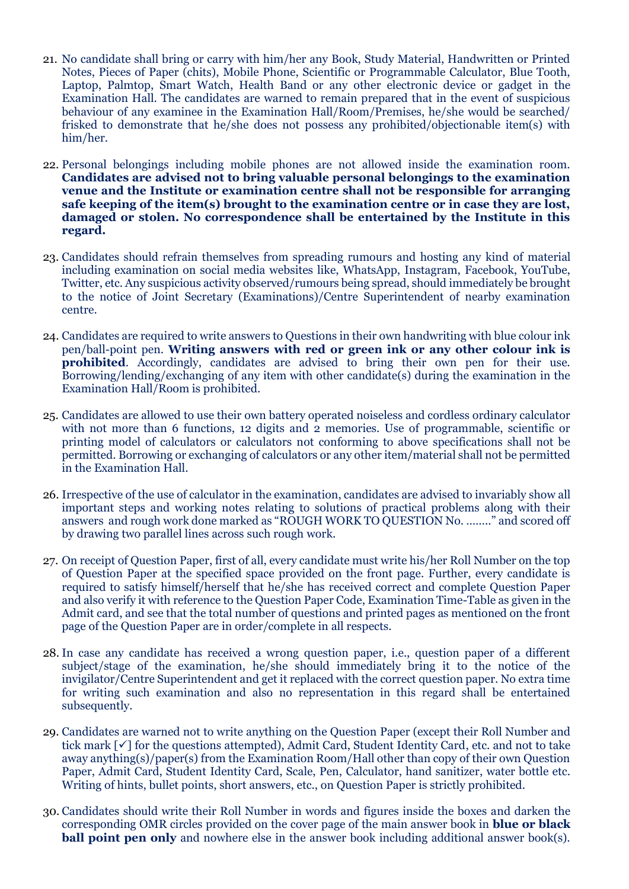21. No candidate shall bring or carry with him/her any Book, Study Material, Handwritten or Printed Notes, Pieces of Paper (chits), Mobile Phone, Scientific or Programmable Calculator, Blue Tooth, Laptop, Palmtop, Smart Watch, Health Band or any other electronic device or gadget in the Examination Hall. The candidates are warned to remain prepared that in the event of suspicious behaviour of any examinee in the Examination Hall/Room/Premises, he/she would be searched/ frisked to demonstrate that he/she does not possess any prohibited/objectionable item(s) with him/her.

22. Personal belongings including mobile phones are not allowed inside the examination room. **Candidates are advised not to bring valuable personal belongings to the examination venue and the Institute or examination centre shall not be responsible for arranging safe keeping of the item(s) brought to the examination centre or in case they are lost, damaged or stolen. No correspondence shall be entertained by the Institute in this regard.**

23. Candidates should refrain themselves from spreading rumours and hosting any kind of material including examination on social media websites like, WhatsApp, Instagram, Facebook, YouTube, Twitter, etc. Any suspicious activity observed/rumours being spread, should immediately be brought to the notice of Joint Secretary (Examinations)/Centre Superintendent of nearby examination centre.

24. Candidates are required to write answers to Questions in their own handwriting with blue colour ink pen/ball-point pen. **Writing answers with red or green ink or any other colour ink is prohibited**. Accordingly, candidates are advised to bring their own pen for their use. Borrowing/lending/exchanging of any item with other candidate(s) during the examination in the Examination Hall/Room is prohibited.

25. Candidates are allowed to use their own battery operated noiseless and cordless ordinary calculator with not more than 6 functions, 12 digits and 2 memories. Use of programmable, scientific or printing model of calculators or calculators not conforming to above specifications shall not be permitted. Borrowing or exchanging of calculators or any other item/material shall not be permitted in the Examination Hall.

26. Irrespective of the use of calculator in the examination, candidates are advised to invariably show all important steps and working notes relating to solutions of practical problems along with their answers and rough work done marked as "ROUGH WORK TO QUESTION No. ........" and scored off by drawing two parallel lines across such rough work.

27. On receipt of Question Paper, first of all, every candidate must write his/her Roll Number on the top of Question Paper at the specified space provided on the front page. Further, every candidate is required to satisfy himself/herself that he/she has received correct and complete Question Paper and also verify it with reference to the Question Paper Code, Examination Time-Table as given in the Admit card, and see that the total number of questions and printed pages as mentioned on the front page of the Question Paper are in order/complete in all respects.

28. In case any candidate has received a wrong question paper, i.e., question paper of a different subject/stage of the examination, he/she should immediately bring it to the notice of the invigilator/Centre Superintendent and get it replaced with the correct question paper. No extra time for writing such examination and also no representation in this regard shall be entertained subsequently.

29. Candidates are warned not to write anything on the Question Paper (except their Roll Number and tick mark [✓] for the questions attempted), Admit Card, Student Identity Card, etc. and not to take away anything(s)/paper(s) from the Examination Room/Hall other than copy of their own Question Paper, Admit Card, Student Identity Card, Scale, Pen, Calculator, hand sanitizer, water bottle etc. Writing of hints, bullet points, short answers, etc., on Question Paper is strictly prohibited.

30. Candidates should write their Roll Number in words and figures inside the boxes and darken the corresponding OMR circles provided on the cover page of the main answer book in **blue or black ball point pen only** and nowhere else in the answer book including additional answer book(s).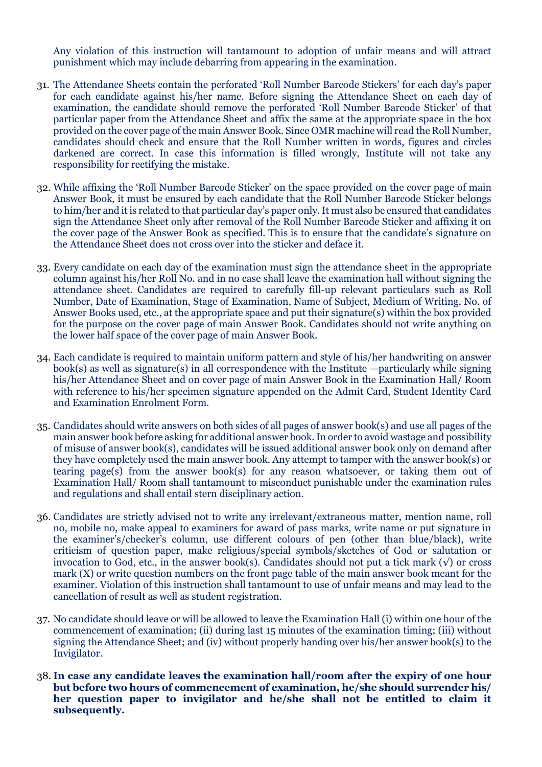Any violation of this instruction will tantamount to adoption of unfair means and will attract punishment which may include debarring from appearing in the examination.

31. The Attendance Sheets contain the perforated 'Roll Number Barcode Stickers' for each day's paper for each candidate against his/her name. Before signing the Attendance Sheet on each day of examination, the candidate should remove the perforated 'Roll Number Barcode Sticker' of that particular paper from the Attendance Sheet and affix the same at the appropriate space in the box provided on the cover page of the main Answer Book. Since OMR machine will read the Roll Number, candidates should check and ensure that the Roll Number written in words, figures and circles darkened are correct. In case this information is filled wrongly, Institute will not take any responsibility for rectifying the mistake.

32. While affixing the 'Roll Number Barcode Sticker' on the space provided on the cover page of main Answer Book, it must be ensured by each candidate that the Roll Number Barcode Sticker belongs to him/her and it is related to that particular day's paper only. It must also be ensured that candidates sign the Attendance Sheet only after removal of the Roll Number Barcode Sticker and affixing it on the cover page of the Answer Book as specified. This is to ensure that the candidate's signature on the Attendance Sheet does not cross over into the sticker and deface it.

33. Every candidate on each day of the examination must sign the attendance sheet in the appropriate column against his/her Roll No. and in no case shall leave the examination hall without signing the attendance sheet. Candidates are required to carefully fill-up relevant particulars such as Roll Number, Date of Examination, Stage of Examination, Name of Subject, Medium of Writing, No. of Answer Books used, etc., at the appropriate space and put their signature(s) within the box provided for the purpose on the cover page of main Answer Book. Candidates should not write anything on the lower half space of the cover page of main Answer Book.

34. Each candidate is required to maintain uniform pattern and style of his/her handwriting on answer book(s) as well as signature(s) in all correspondence with the Institute —particularly while signing his/her Attendance Sheet and on cover page of main Answer Book in the Examination Hall/ Room with reference to his/her specimen signature appended on the Admit Card, Student Identity Card and Examination Enrolment Form.

35. Candidates should write answers on both sides of all pages of answer book(s) and use all pages of the main answer book before asking for additional answer book. In order to avoid wastage and possibility of misuse of answer book(s), candidates will be issued additional answer book only on demand after they have completely used the main answer book. Any attempt to tamper with the answer book(s) or tearing page(s) from the answer book(s) for any reason whatsoever, or taking them out of Examination Hall/ Room shall tantamount to misconduct punishable under the examination rules and regulations and shall entail stern disciplinary action.

36. Candidates are strictly advised not to write any irrelevant/extraneous matter, mention name, roll no, mobile no, make appeal to examiners for award of pass marks, write name or put signature in the examiner's/checker's column, use different colours of pen (other than blue/black), write criticism of question paper, make religious/special symbols/sketches of God or salutation or invocation to God, etc., in the answer book(s). Candidates should not put a tick mark (√) or cross mark (X) or write question numbers on the front page table of the main answer book meant for the examiner. Violation of this instruction shall tantamount to use of unfair means and may lead to the cancellation of result as well as student registration.

37. No candidate should leave or will be allowed to leave the Examination Hall (i) within one hour of the commencement of examination; (ii) during last 15 minutes of the examination timing; (iii) without signing the Attendance Sheet; and (iv) without properly handing over his/her answer book(s) to the Invigilator.

38. **In case any candidate leaves the examination hall/room after the expiry of one hour but before two hours of commencement of examination, he/she should surrender his/ her question paper to invigilator and he/she shall not be entitled to claim it subsequently.**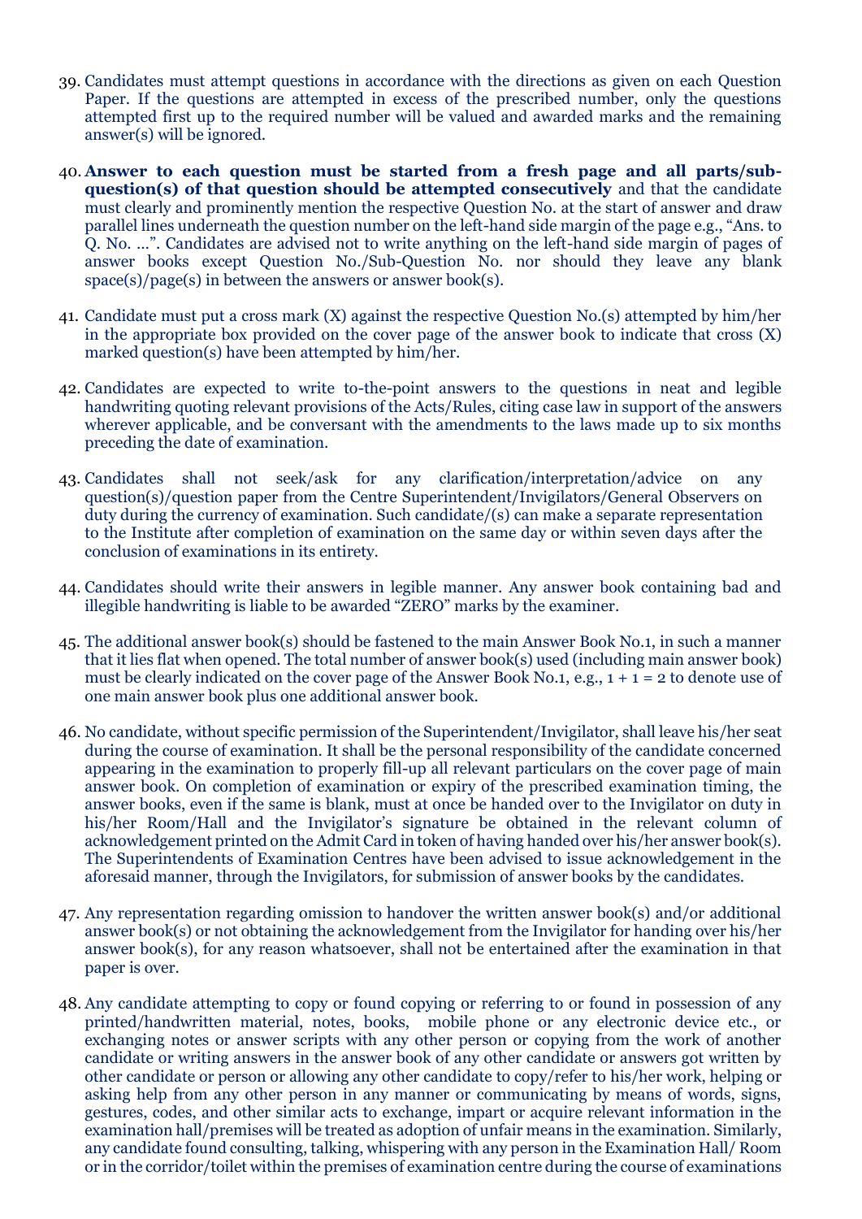39. Candidates must attempt questions in accordance with the directions as given on each Question Paper. If the questions are attempted in excess of the prescribed number, only the questions attempted first up to the required number will be valued and awarded marks and the remaining answer(s) will be ignored.

40. **Answer to each question must be started from a fresh page and all parts/sub-question(s) of that question should be attempted consecutively** and that the candidate must clearly and prominently mention the respective Question No. at the start of answer and draw parallel lines underneath the question number on the left-hand side margin of the page e.g., "Ans. to Q. No. …". Candidates are advised not to write anything on the left-hand side margin of pages of answer books except Question No./Sub-Question No. nor should they leave any blank space(s)/page(s) in between the answers or answer book(s).

41. Candidate must put a cross mark (X) against the respective Question No.(s) attempted by him/her in the appropriate box provided on the cover page of the answer book to indicate that cross (X) marked question(s) have been attempted by him/her.

42. Candidates are expected to write to-the-point answers to the questions in neat and legible handwriting quoting relevant provisions of the Acts/Rules, citing case law in support of the answers wherever applicable, and be conversant with the amendments to the laws made up to six months preceding the date of examination.

43. Candidates shall not seek/ask for any clarification/interpretation/advice on any question(s)/question paper from the Centre Superintendent/Invigilators/General Observers on duty during the currency of examination. Such candidate/(s) can make a separate representation to the Institute after completion of examination on the same day or within seven days after the conclusion of examinations in its entirety.

44. Candidates should write their answers in legible manner. Any answer book containing bad and illegible handwriting is liable to be awarded "ZERO" marks by the examiner.

45. The additional answer book(s) should be fastened to the main Answer Book No.1, in such a manner that it lies flat when opened. The total number of answer book(s) used (including main answer book) must be clearly indicated on the cover page of the Answer Book No.1, e.g., 1 + 1 = 2 to denote use of one main answer book plus one additional answer book.

46. No candidate, without specific permission of the Superintendent/Invigilator, shall leave his/her seat during the course of examination. It shall be the personal responsibility of the candidate concerned appearing in the examination to properly fill-up all relevant particulars on the cover page of main answer book. On completion of examination or expiry of the prescribed examination timing, the answer books, even if the same is blank, must at once be handed over to the Invigilator on duty in his/her Room/Hall and the Invigilator's signature be obtained in the relevant column of acknowledgement printed on the Admit Card in token of having handed over his/her answer book(s). The Superintendents of Examination Centres have been advised to issue acknowledgement in the aforesaid manner, through the Invigilators, for submission of answer books by the candidates.

47. Any representation regarding omission to handover the written answer book(s) and/or additional answer book(s) or not obtaining the acknowledgement from the Invigilator for handing over his/her answer book(s), for any reason whatsoever, shall not be entertained after the examination in that paper is over.

48. Any candidate attempting to copy or found copying or referring to or found in possession of any printed/handwritten material, notes, books, mobile phone or any electronic device etc., or exchanging notes or answer scripts with any other person or copying from the work of another candidate or writing answers in the answer book of any other candidate or answers got written by other candidate or person or allowing any other candidate to copy/refer to his/her work, helping or asking help from any other person in any manner or communicating by means of words, signs, gestures, codes, and other similar acts to exchange, impart or acquire relevant information in the examination hall/premises will be treated as adoption of unfair means in the examination. Similarly, any candidate found consulting, talking, whispering with any person in the Examination Hall/ Room or in the corridor/toilet within the premises of examination centre during the course of examinations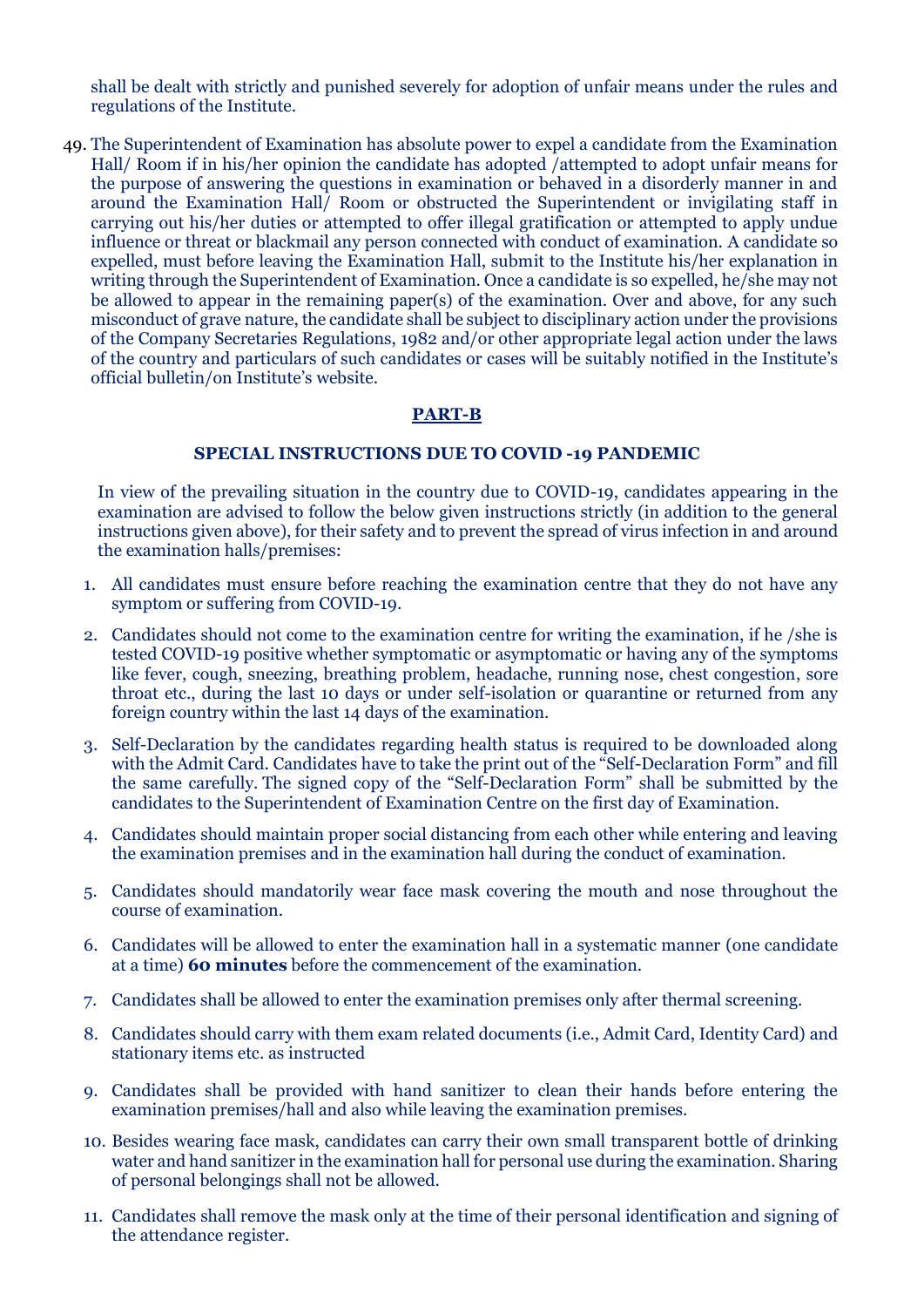shall be dealt with strictly and punished severely for adoption of unfair means under the rules and regulations of the Institute.

49. The Superintendent of Examination has absolute power to expel a candidate from the Examination Hall/ Room if in his/her opinion the candidate has adopted /attempted to adopt unfair means for the purpose of answering the questions in examination or behaved in a disorderly manner in and around the Examination Hall/ Room or obstructed the Superintendent or invigilating staff in carrying out his/her duties or attempted to offer illegal gratification or attempted to apply undue influence or threat or blackmail any person connected with conduct of examination. A candidate so expelled, must before leaving the Examination Hall, submit to the Institute his/her explanation in writing through the Superintendent of Examination. Once a candidate is so expelled, he/she may not be allowed to appear in the remaining paper(s) of the examination. Over and above, for any such misconduct of grave nature, the candidate shall be subject to disciplinary action under the provisions of the Company Secretaries Regulations, 1982 and/or other appropriate legal action under the laws of the country and particulars of such candidates or cases will be suitably notified in the Institute's official bulletin/on Institute's website.

## PART-B

### SPECIAL INSTRUCTIONS DUE TO COVID -19 PANDEMIC

In view of the prevailing situation in the country due to COVID-19, candidates appearing in the examination are advised to follow the below given instructions strictly (in addition to the general instructions given above), for their safety and to prevent the spread of virus infection in and around the examination halls/premises:

1. All candidates must ensure before reaching the examination centre that they do not have any symptom or suffering from COVID-19.
2. Candidates should not come to the examination centre for writing the examination, if he /she is tested COVID-19 positive whether symptomatic or asymptomatic or having any of the symptoms like fever, cough, sneezing, breathing problem, headache, running nose, chest congestion, sore throat etc., during the last 10 days or under self-isolation or quarantine or returned from any foreign country within the last 14 days of the examination.
3. Self-Declaration by the candidates regarding health status is required to be downloaded along with the Admit Card. Candidates have to take the print out of the "Self-Declaration Form" and fill the same carefully. The signed copy of the "Self-Declaration Form" shall be submitted by the candidates to the Superintendent of Examination Centre on the first day of Examination.
4. Candidates should maintain proper social distancing from each other while entering and leaving the examination premises and in the examination hall during the conduct of examination.
5. Candidates should mandatorily wear face mask covering the mouth and nose throughout the course of examination.
6. Candidates will be allowed to enter the examination hall in a systematic manner (one candidate at a time) **60 minutes** before the commencement of the examination.
7. Candidates shall be allowed to enter the examination premises only after thermal screening.
8. Candidates should carry with them exam related documents (i.e., Admit Card, Identity Card) and stationary items etc. as instructed
9. Candidates shall be provided with hand sanitizer to clean their hands before entering the examination premises/hall and also while leaving the examination premises.
10. Besides wearing face mask, candidates can carry their own small transparent bottle of drinking water and hand sanitizer in the examination hall for personal use during the examination. Sharing of personal belongings shall not be allowed.
11. Candidates shall remove the mask only at the time of their personal identification and signing of the attendance register.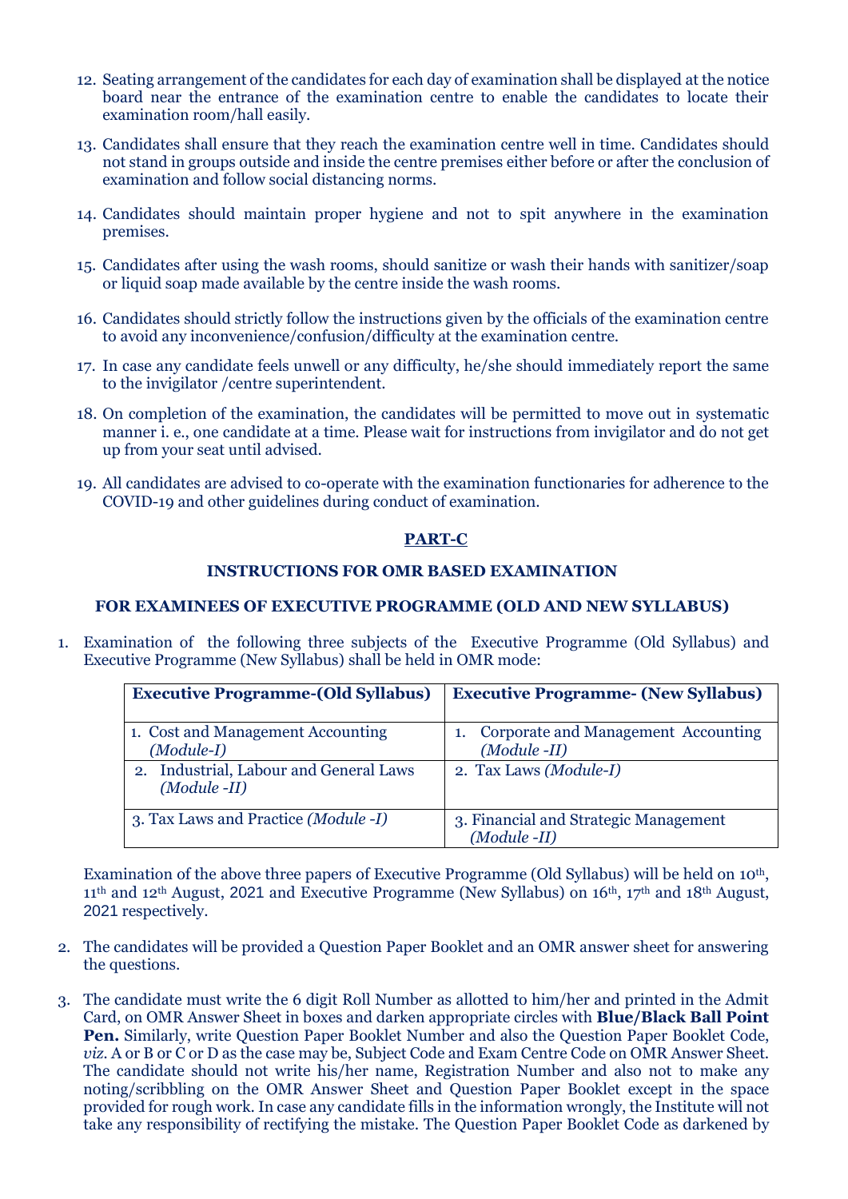12. Seating arrangement of the candidates for each day of examination shall be displayed at the notice board near the entrance of the examination centre to enable the candidates to locate their examination room/hall easily.

13. Candidates shall ensure that they reach the examination centre well in time. Candidates should not stand in groups outside and inside the centre premises either before or after the conclusion of examination and follow social distancing norms.

14. Candidates should maintain proper hygiene and not to spit anywhere in the examination premises.

15. Candidates after using the wash rooms, should sanitize or wash their hands with sanitizer/soap or liquid soap made available by the centre inside the wash rooms.

16. Candidates should strictly follow the instructions given by the officials of the examination centre to avoid any inconvenience/confusion/difficulty at the examination centre.

17. In case any candidate feels unwell or any difficulty, he/she should immediately report the same to the invigilator /centre superintendent.

18. On completion of the examination, the candidates will be permitted to move out in systematic manner i. e., one candidate at a time. Please wait for instructions from invigilator and do not get up from your seat until advised.

19. All candidates are advised to co-operate with the examination functionaries for adherence to the COVID-19 and other guidelines during conduct of examination.

## PART-C

### INSTRUCTIONS FOR OMR BASED EXAMINATION

### FOR EXAMINEES OF EXECUTIVE PROGRAMME (OLD AND NEW SYLLABUS)

1. Examination of the following three subjects of the Executive Programme (Old Syllabus) and Executive Programme (New Syllabus) shall be held in OMR mode:

| Executive Programme-(Old Syllabus) | Executive Programme- (New Syllabus) |
|---|---|
| 1. Cost and Management Accounting *(Module-I)* | 1. Corporate and Management Accounting *(Module -II)* |
| 2. Industrial, Labour and General Laws *(Module -II)* | 2. Tax Laws *(Module-I)* |
| 3. Tax Laws and Practice *(Module -I)* | 3. Financial and Strategic Management *(Module -II)* |

Examination of the above three papers of Executive Programme (Old Syllabus) will be held on 10th, 11th and 12th August, 2021 and Executive Programme (New Syllabus) on 16th, 17th and 18th August, 2021 respectively.

2. The candidates will be provided a Question Paper Booklet and an OMR answer sheet for answering the questions.

3. The candidate must write the 6 digit Roll Number as allotted to him/her and printed in the Admit Card, on OMR Answer Sheet in boxes and darken appropriate circles with **Blue/Black Ball Point Pen.** Similarly, write Question Paper Booklet Number and also the Question Paper Booklet Code, *viz*. A or B or C or D as the case may be, Subject Code and Exam Centre Code on OMR Answer Sheet. The candidate should not write his/her name, Registration Number and also not to make any noting/scribbling on the OMR Answer Sheet and Question Paper Booklet except in the space provided for rough work. In case any candidate fills in the information wrongly, the Institute will not take any responsibility of rectifying the mistake. The Question Paper Booklet Code as darkened by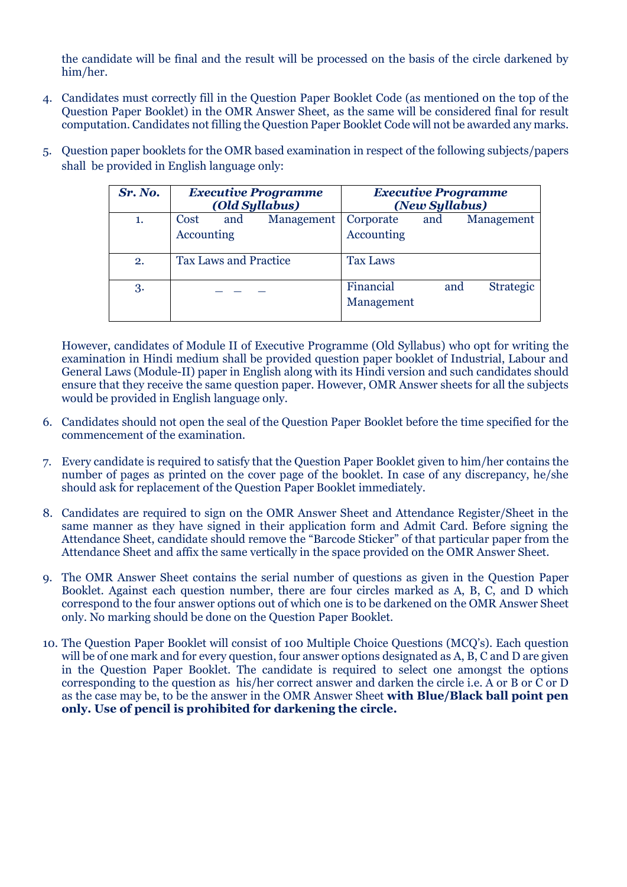the candidate will be final and the result will be processed on the basis of the circle darkened by him/her.

4. Candidates must correctly fill in the Question Paper Booklet Code (as mentioned on the top of the Question Paper Booklet) in the OMR Answer Sheet, as the same will be considered final for result computation. Candidates not filling the Question Paper Booklet Code will not be awarded any marks.

5. Question paper booklets for the OMR based examination in respect of the following subjects/papers shall be provided in English language only:

| ***Sr. No.*** | ***Executive Programme (Old Syllabus)*** | ***Executive Programme (New Syllabus)*** |
|---|---|---|
| 1. | Cost and Management Accounting | Corporate and Management Accounting |
| 2. | Tax Laws and Practice | Tax Laws |
| 3. | _ _ _ | Financial and Strategic Management |

However, candidates of Module II of Executive Programme (Old Syllabus) who opt for writing the examination in Hindi medium shall be provided question paper booklet of Industrial, Labour and General Laws (Module-II) paper in English along with its Hindi version and such candidates should ensure that they receive the same question paper. However, OMR Answer sheets for all the subjects would be provided in English language only.

6. Candidates should not open the seal of the Question Paper Booklet before the time specified for the commencement of the examination.

7. Every candidate is required to satisfy that the Question Paper Booklet given to him/her contains the number of pages as printed on the cover page of the booklet. In case of any discrepancy, he/she should ask for replacement of the Question Paper Booklet immediately.

8. Candidates are required to sign on the OMR Answer Sheet and Attendance Register/Sheet in the same manner as they have signed in their application form and Admit Card. Before signing the Attendance Sheet, candidate should remove the "Barcode Sticker" of that particular paper from the Attendance Sheet and affix the same vertically in the space provided on the OMR Answer Sheet.

9. The OMR Answer Sheet contains the serial number of questions as given in the Question Paper Booklet. Against each question number, there are four circles marked as A, B, C, and D which correspond to the four answer options out of which one is to be darkened on the OMR Answer Sheet only. No marking should be done on the Question Paper Booklet.

10. The Question Paper Booklet will consist of 100 Multiple Choice Questions (MCQ's). Each question will be of one mark and for every question, four answer options designated as A, B, C and D are given in the Question Paper Booklet. The candidate is required to select one amongst the options corresponding to the question as his/her correct answer and darken the circle i.e. A or B or C or D as the case may be, to be the answer in the OMR Answer Sheet **with Blue/Black ball point pen only. Use of pencil is prohibited for darkening the circle.**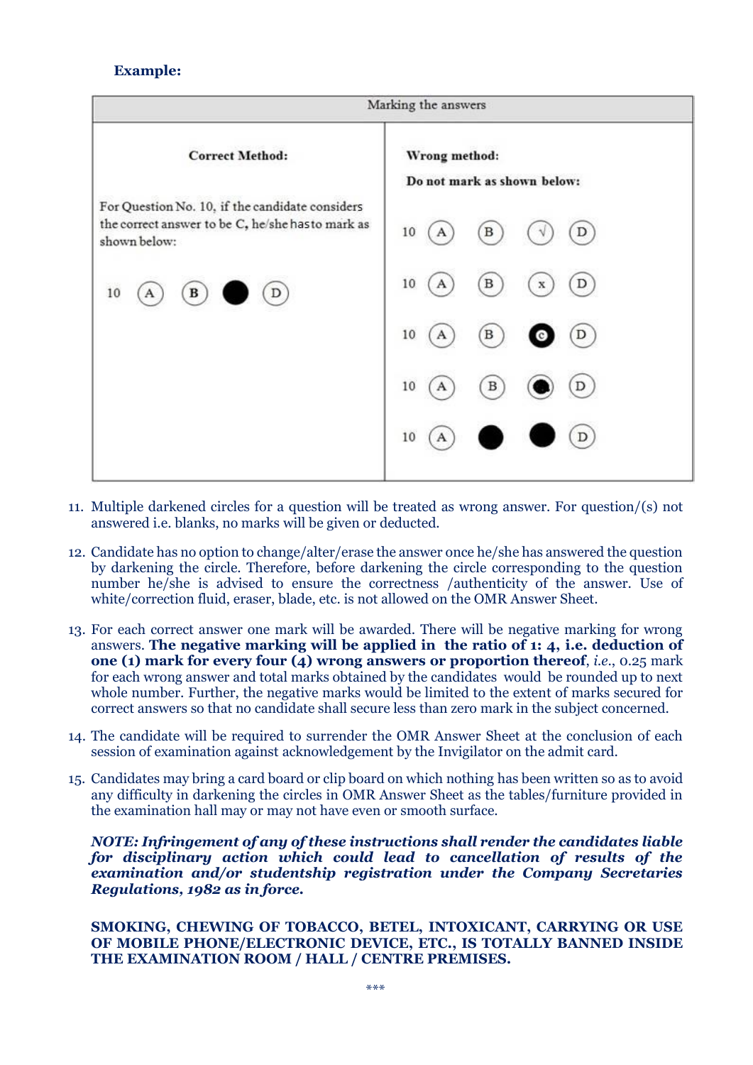**Example:**

| Marking the answers | |
|---|---|
| **Correct Method:**<br><br>For Question No. 10, if the candidate considers the correct answer to be C, he/she has to mark as shown below:<br><br>10 (A) (B) ● (D) | **Wrong method:**<br><br>**Do not mark as shown below:**<br><br>10 (A) (B) (√) (D)<br><br>10 (A) (B) (x) (D)<br><br>10 (A) (B) (c) (D)<br><br>10 (A) (B) (●) (D)<br><br>10 (A) ● ● (D) |

11. Multiple darkened circles for a question will be treated as wrong answer. For question/(s) not answered i.e. blanks, no marks will be given or deducted.

12. Candidate has no option to change/alter/erase the answer once he/she has answered the question by darkening the circle. Therefore, before darkening the circle corresponding to the question number he/she is advised to ensure the correctness /authenticity of the answer. Use of white/correction fluid, eraser, blade, etc. is not allowed on the OMR Answer Sheet.

13. For each correct answer one mark will be awarded. There will be negative marking for wrong answers. **The negative marking will be applied in the ratio of 1: 4, i.e. deduction of one (1) mark for every four (4) wrong answers or proportion thereof**, *i.e.*, 0.25 mark for each wrong answer and total marks obtained by the candidates would be rounded up to next whole number. Further, the negative marks would be limited to the extent of marks secured for correct answers so that no candidate shall secure less than zero mark in the subject concerned.

14. The candidate will be required to surrender the OMR Answer Sheet at the conclusion of each session of examination against acknowledgement by the Invigilator on the admit card.

15. Candidates may bring a card board or clip board on which nothing has been written so as to avoid any difficulty in darkening the circles in OMR Answer Sheet as the tables/furniture provided in the examination hall may or may not have even or smooth surface.

***NOTE: Infringement of any of these instructions shall render the candidates liable for disciplinary action which could lead to cancellation of results of the examination and/or studentship registration under the Company Secretaries Regulations, 1982 as in force.***

**SMOKING, CHEWING OF TOBACCO, BETEL, INTOXICANT, CARRYING OR USE OF MOBILE PHONE/ELECTRONIC DEVICE, ETC., IS TOTALLY BANNED INSIDE THE EXAMINATION ROOM / HALL / CENTRE PREMISES.**

***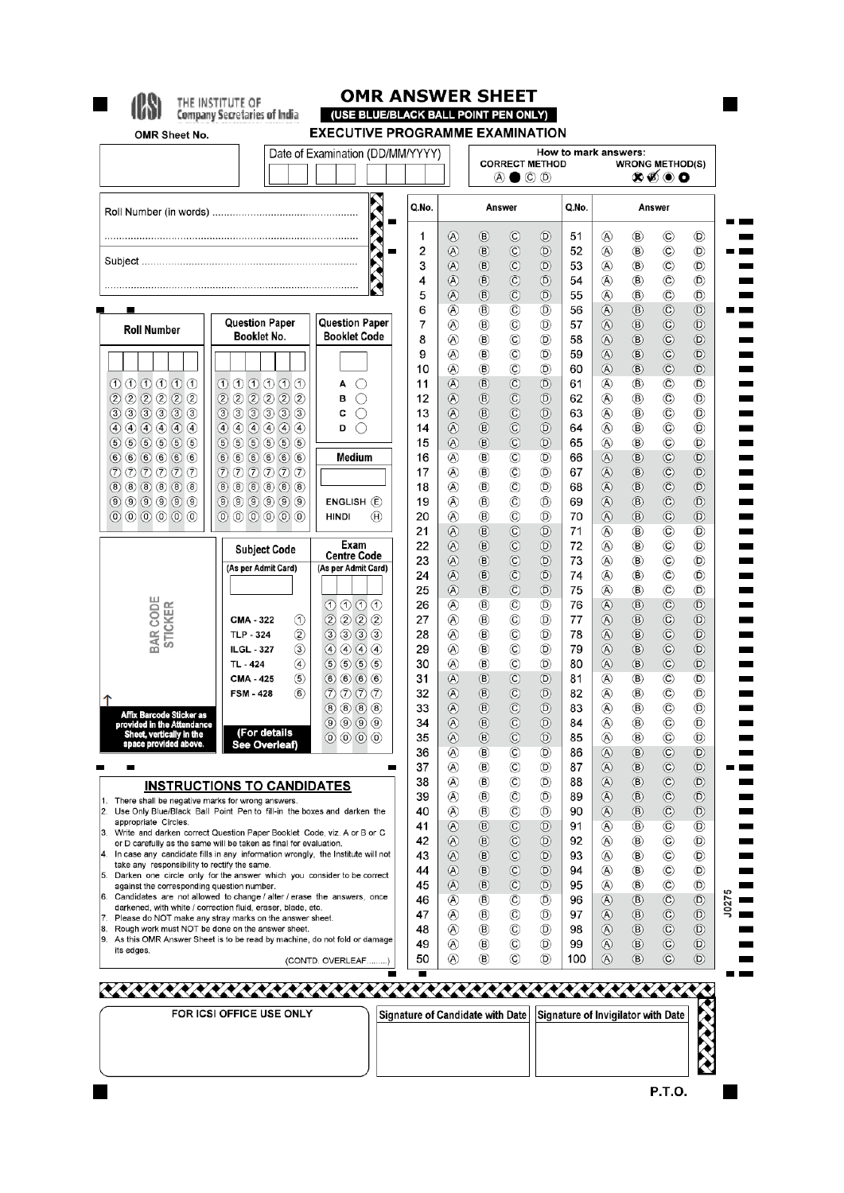THE INSTITUTE OF Company Secretaries of India

# OMR ANSWER SHEET

**(USE BLUE/BLACK BALL POINT PEN ONLY)**

## EXECUTIVE PROGRAMME EXAMINATION

OMR Sheet No.

Date of Examination (DD/MM/YYYY)

How to mark answers:

CORRECT METHOD: Ⓐ ● Ⓒ Ⓓ

WRONG METHOD(S)

Roll Number (in words) ..................................................

.......................................................................................

Subject .........................................................................

.......................................................................................

| Roll Number | Question Paper Booklet No. | Question Paper Booklet Code |
|---|---|---|
| ①①①①①① | ①①①①①① | A ◯ |
| ②②②②②② | ②②②②②② | B ◯ |
| ③③③③③③ | ③③③③③③ | C ◯ |
| ④④④④④④ | ④④④④④④ | D ◯ |
| ⑤⑤⑤⑤⑤⑤ | ⑤⑤⑤⑤⑤⑤ | |
| ⑥⑥⑥⑥⑥⑥ | ⑥⑥⑥⑥⑥⑥ | **Medium** |
| ⑦⑦⑦⑦⑦⑦ | ⑦⑦⑦⑦⑦⑦ | |
| ⑧⑧⑧⑧⑧⑧ | ⑧⑧⑧⑧⑧⑧ | |
| ⑨⑨⑨⑨⑨⑨ | ⑨⑨⑨⑨⑨⑨ | ENGLISH Ⓔ |
| ⓪⓪⓪⓪⓪⓪ | ⓪⓪⓪⓪⓪⓪ | HINDI Ⓗ |

BAR CODE STICKER

Affix Barcode Sticker as provided in the Attendance Sheet, vertically in the space provided above.

| Subject Code (As per Admit Card) | | Exam Centre Code (As per Admit Card) |
|---|---|---|
| | | ①①①① |
| CMA - 322 | ① | ②②②② |
| TLP - 324 | ② | ③③③③ |
| ILGL - 327 | ③ | ④④④④ |
| TL - 424 | ④ | ⑤⑤⑤⑤ |
| CMA - 425 | ⑤ | ⑥⑥⑥⑥ |
| FSM - 428 | ⑥ | ⑦⑦⑦⑦ |
| | | ⑧⑧⑧⑧ |
| (For details See Overleaf) | | ⑨⑨⑨⑨ |
| | | ⓪⓪⓪⓪ |

| Q.No. | Answer | Q.No. | Answer |
|---|---|---|---|
| 1 | Ⓐ Ⓑ Ⓒ Ⓓ | 51 | Ⓐ Ⓑ Ⓒ Ⓓ |
| 2 | Ⓐ Ⓑ Ⓒ Ⓓ | 52 | Ⓐ Ⓑ Ⓒ Ⓓ |
| 3 | Ⓐ Ⓑ Ⓒ Ⓓ | 53 | Ⓐ Ⓑ Ⓒ Ⓓ |
| 4 | Ⓐ Ⓑ Ⓒ Ⓓ | 54 | Ⓐ Ⓑ Ⓒ Ⓓ |
| 5 | Ⓐ Ⓑ Ⓒ Ⓓ | 55 | Ⓐ Ⓑ Ⓒ Ⓓ |
| 6 | Ⓐ Ⓑ Ⓒ Ⓓ | 56 | Ⓐ Ⓑ Ⓒ Ⓓ |
| 7 | Ⓐ Ⓑ Ⓒ Ⓓ | 57 | Ⓐ Ⓑ Ⓒ Ⓓ |
| 8 | Ⓐ Ⓑ Ⓒ Ⓓ | 58 | Ⓐ Ⓑ Ⓒ Ⓓ |
| 9 | Ⓐ Ⓑ Ⓒ Ⓓ | 59 | Ⓐ Ⓑ Ⓒ Ⓓ |
| 10 | Ⓐ Ⓑ Ⓒ Ⓓ | 60 | Ⓐ Ⓑ Ⓒ Ⓓ |
| 11 | Ⓐ Ⓑ Ⓒ Ⓓ | 61 | Ⓐ Ⓑ Ⓒ Ⓓ |
| 12 | Ⓐ Ⓑ Ⓒ Ⓓ | 62 | Ⓐ Ⓑ Ⓒ Ⓓ |
| 13 | Ⓐ Ⓑ Ⓒ Ⓓ | 63 | Ⓐ Ⓑ Ⓒ Ⓓ |
| 14 | Ⓐ Ⓑ Ⓒ Ⓓ | 64 | Ⓐ Ⓑ Ⓒ Ⓓ |
| 15 | Ⓐ Ⓑ Ⓒ Ⓓ | 65 | Ⓐ Ⓑ Ⓒ Ⓓ |
| 16 | Ⓐ Ⓑ Ⓒ Ⓓ | 66 | Ⓐ Ⓑ Ⓒ Ⓓ |
| 17 | Ⓐ Ⓑ Ⓒ Ⓓ | 67 | Ⓐ Ⓑ Ⓒ Ⓓ |
| 18 | Ⓐ Ⓑ Ⓒ Ⓓ | 68 | Ⓐ Ⓑ Ⓒ Ⓓ |
| 19 | Ⓐ Ⓑ Ⓒ Ⓓ | 69 | Ⓐ Ⓑ Ⓒ Ⓓ |
| 20 | Ⓐ Ⓑ Ⓒ Ⓓ | 70 | Ⓐ Ⓑ Ⓒ Ⓓ |
| 21 | Ⓐ Ⓑ Ⓒ Ⓓ | 71 | Ⓐ Ⓑ Ⓒ Ⓓ |
| 22 | Ⓐ Ⓑ Ⓒ Ⓓ | 72 | Ⓐ Ⓑ Ⓒ Ⓓ |
| 23 | Ⓐ Ⓑ Ⓒ Ⓓ | 73 | Ⓐ Ⓑ Ⓒ Ⓓ |
| 24 | Ⓐ Ⓑ Ⓒ Ⓓ | 74 | Ⓐ Ⓑ Ⓒ Ⓓ |
| 25 | Ⓐ Ⓑ Ⓒ Ⓓ | 75 | Ⓐ Ⓑ Ⓒ Ⓓ |
| 26 | Ⓐ Ⓑ Ⓒ Ⓓ | 76 | Ⓐ Ⓑ Ⓒ Ⓓ |
| 27 | Ⓐ Ⓑ Ⓒ Ⓓ | 77 | Ⓐ Ⓑ Ⓒ Ⓓ |
| 28 | Ⓐ Ⓑ Ⓒ Ⓓ | 78 | Ⓐ Ⓑ Ⓒ Ⓓ |
| 29 | Ⓐ Ⓑ Ⓒ Ⓓ | 79 | Ⓐ Ⓑ Ⓒ Ⓓ |
| 30 | Ⓐ Ⓑ Ⓒ Ⓓ | 80 | Ⓐ Ⓑ Ⓒ Ⓓ |
| 31 | Ⓐ Ⓑ Ⓒ Ⓓ | 81 | Ⓐ Ⓑ Ⓒ Ⓓ |
| 32 | Ⓐ Ⓑ Ⓒ Ⓓ | 82 | Ⓐ Ⓑ Ⓒ Ⓓ |
| 33 | Ⓐ Ⓑ Ⓒ Ⓓ | 83 | Ⓐ Ⓑ Ⓒ Ⓓ |
| 34 | Ⓐ Ⓑ Ⓒ Ⓓ | 84 | Ⓐ Ⓑ Ⓒ Ⓓ |
| 35 | Ⓐ Ⓑ Ⓒ Ⓓ | 85 | Ⓐ Ⓑ Ⓒ Ⓓ |
| 36 | Ⓐ Ⓑ Ⓒ Ⓓ | 86 | Ⓐ Ⓑ Ⓒ Ⓓ |
| 37 | Ⓐ Ⓑ Ⓒ Ⓓ | 87 | Ⓐ Ⓑ Ⓒ Ⓓ |
| 38 | Ⓐ Ⓑ Ⓒ Ⓓ | 88 | Ⓐ Ⓑ Ⓒ Ⓓ |
| 39 | Ⓐ Ⓑ Ⓒ Ⓓ | 89 | Ⓐ Ⓑ Ⓒ Ⓓ |
| 40 | Ⓐ Ⓑ Ⓒ Ⓓ | 90 | Ⓐ Ⓑ Ⓒ Ⓓ |
| 41 | Ⓐ Ⓑ Ⓒ Ⓓ | 91 | Ⓐ Ⓑ Ⓒ Ⓓ |
| 42 | Ⓐ Ⓑ Ⓒ Ⓓ | 92 | Ⓐ Ⓑ Ⓒ Ⓓ |
| 43 | Ⓐ Ⓑ Ⓒ Ⓓ | 93 | Ⓐ Ⓑ Ⓒ Ⓓ |
| 44 | Ⓐ Ⓑ Ⓒ Ⓓ | 94 | Ⓐ Ⓑ Ⓒ Ⓓ |
| 45 | Ⓐ Ⓑ Ⓒ Ⓓ | 95 | Ⓐ Ⓑ Ⓒ Ⓓ |
| 46 | Ⓐ Ⓑ Ⓒ Ⓓ | 96 | Ⓐ Ⓑ Ⓒ Ⓓ |
| 47 | Ⓐ Ⓑ Ⓒ Ⓓ | 97 | Ⓐ Ⓑ Ⓒ Ⓓ |
| 48 | Ⓐ Ⓑ Ⓒ Ⓓ | 98 | Ⓐ Ⓑ Ⓒ Ⓓ |
| 49 | Ⓐ Ⓑ Ⓒ Ⓓ | 99 | Ⓐ Ⓑ Ⓒ Ⓓ |
| 50 | Ⓐ Ⓑ Ⓒ Ⓓ | 100 | Ⓐ Ⓑ Ⓒ Ⓓ |

## INSTRUCTIONS TO CANDIDATES

1. There shall be negative marks for wrong answers.
2. Use Only Blue/Black Ball Point Pen to fill-in the boxes and darken the appropriate Circles.
3. Write and darken correct Question Paper Booklet Code, viz. A or B or C or D carefully as the same will be taken as final for evaluation.
4. In case any candidate fills in any information wrongly, the Institute will not take any responsibility to rectify the same.
5. Darken one circle only for the answer which you consider to be correct against the corresponding question number.
6. Candidates are not allowed to change / alter / erase the answers, once darkened, with white / correction fluid, eraser, blade, etc.
7. Please do NOT make any stray marks on the answer sheet.
8. Rough work must NOT be done on the answer sheet.
9. As this OMR Answer Sheet is to be read by machine, do not fold or damage its edges.

(CONTD. OVERLEAF.........)

J0275

| FOR ICSI OFFICE USE ONLY | Signature of Candidate with Date | Signature of Invigilator with Date |
|---|---|---|
| | | |

P.T.O.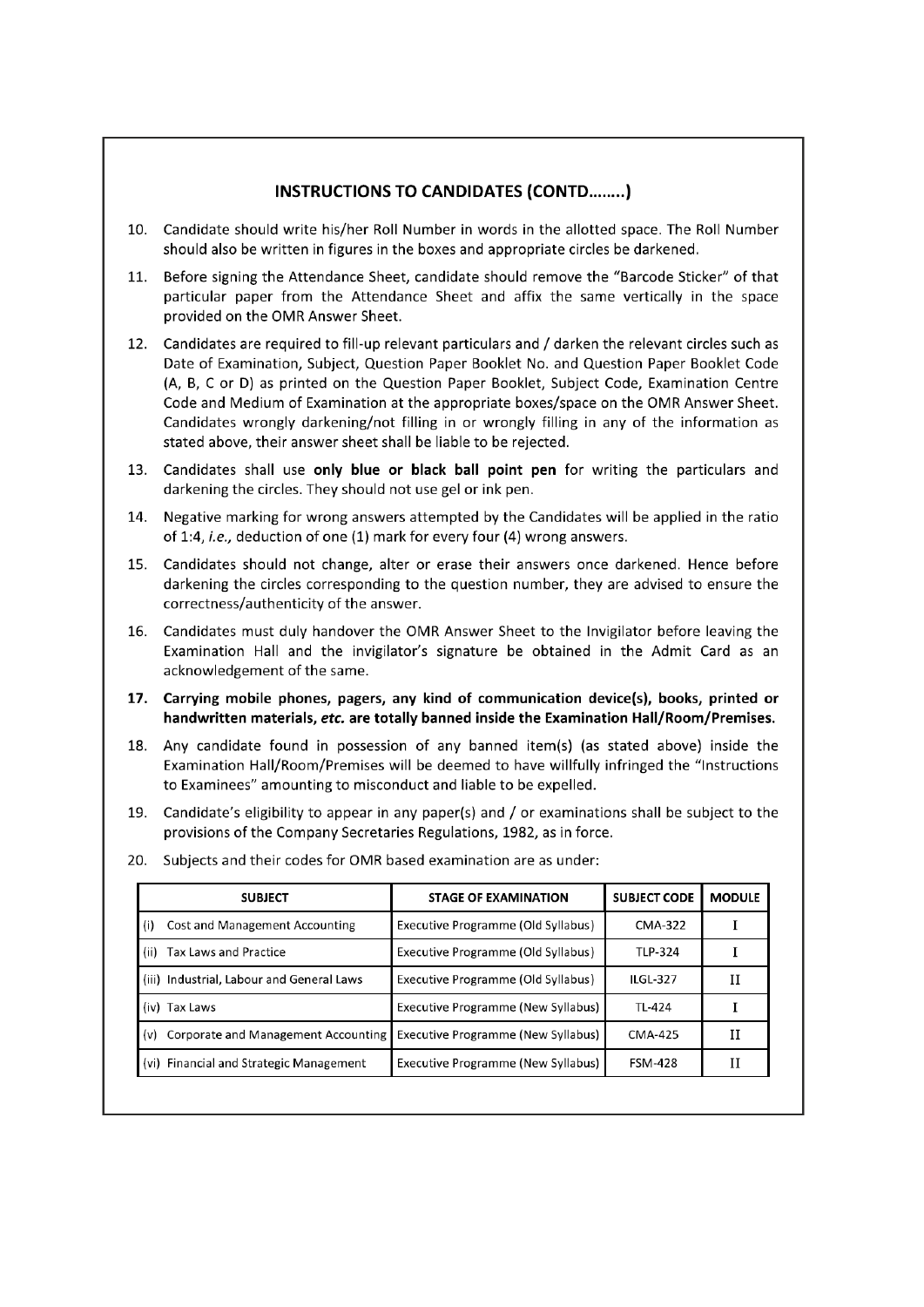## INSTRUCTIONS TO CANDIDATES (CONTD........)

10. Candidate should write his/her Roll Number in words in the allotted space. The Roll Number should also be written in figures in the boxes and appropriate circles be darkened.

11. Before signing the Attendance Sheet, candidate should remove the "Barcode Sticker" of that particular paper from the Attendance Sheet and affix the same vertically in the space provided on the OMR Answer Sheet.

12. Candidates are required to fill-up relevant particulars and / darken the relevant circles such as Date of Examination, Subject, Question Paper Booklet No. and Question Paper Booklet Code (A, B, C or D) as printed on the Question Paper Booklet, Subject Code, Examination Centre Code and Medium of Examination at the appropriate boxes/space on the OMR Answer Sheet. Candidates wrongly darkening/not filling in or wrongly filling in any of the information as stated above, their answer sheet shall be liable to be rejected.

13. Candidates shall use **only blue or black ball point pen** for writing the particulars and darkening the circles. They should not use gel or ink pen.

14. Negative marking for wrong answers attempted by the Candidates will be applied in the ratio of 1:4, *i.e.,* deduction of one (1) mark for every four (4) wrong answers.

15. Candidates should not change, alter or erase their answers once darkened. Hence before darkening the circles corresponding to the question number, they are advised to ensure the correctness/authenticity of the answer.

16. Candidates must duly handover the OMR Answer Sheet to the Invigilator before leaving the Examination Hall and the invigilator's signature be obtained in the Admit Card as an acknowledgement of the same.

17. **Carrying mobile phones, pagers, any kind of communication device(s), books, printed or handwritten materials, *etc.* are totally banned inside the Examination Hall/Room/Premises.**

18. Any candidate found in possession of any banned item(s) (as stated above) inside the Examination Hall/Room/Premises will be deemed to have willfully infringed the "Instructions to Examinees" amounting to misconduct and liable to be expelled.

19. Candidate's eligibility to appear in any paper(s) and / or examinations shall be subject to the provisions of the Company Secretaries Regulations, 1982, as in force.

20. Subjects and their codes for OMR based examination are as under:

| SUBJECT | STAGE OF EXAMINATION | SUBJECT CODE | MODULE |
|---|---|---|---|
| (i) Cost and Management Accounting | Executive Programme (Old Syllabus) | CMA-322 | I |
| (ii) Tax Laws and Practice | Executive Programme (Old Syllabus) | TLP-324 | I |
| (iii) Industrial, Labour and General Laws | Executive Programme (Old Syllabus) | ILGL-327 | II |
| (iv) Tax Laws | Executive Programme (New Syllabus) | TL-424 | I |
| (v) Corporate and Management Accounting | Executive Programme (New Syllabus) | CMA-425 | II |
| (vi) Financial and Strategic Management | Executive Programme (New Syllabus) | FSM-428 | II |